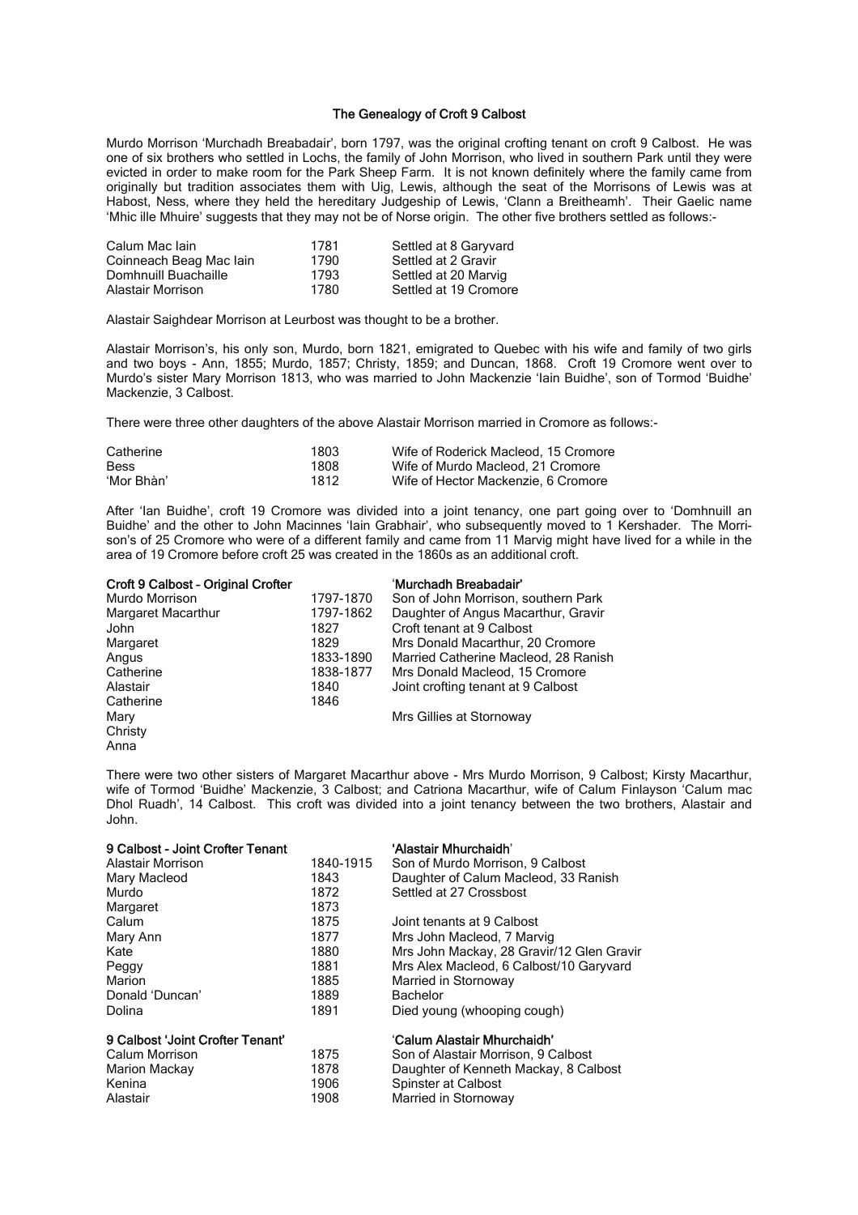# The Genealogy of Croft 9 Calbost

Murdo Morrison 'Murchadh Breabadair', born 1797, was the original crofting tenant on croft 9 Calbost. He was one of six brothers who settled in Lochs, the family of John Morrison, who lived in southern Park until they were evicted in order to make room for the Park Sheep Farm. It is not known definitely where the family came from originally but tradition associates them with Uig, Lewis, although the seat of the Morrisons of Lewis was at Habost, Ness, where they held the hereditary Judgeship of Lewis, 'Clann a Breitheamh'. Their Gaelic name 'Mhic ille Mhuire' suggests that they may not be of Norse origin. The other five brothers settled as follows:-

| | | |
|---|---|---|
| Calum Mac Iain | 1781 | Settled at 8 Garyvard |
| Coinneach Beag Mac Iain | 1790 | Settled at 2 Gravir |
| Domhnuill Buachaille | 1793 | Settled at 20 Marvig |
| Alastair Morrison | 1780 | Settled at 19 Cromore |

Alastair Saighdear Morrison at Leurbost was thought to be a brother.

Alastair Morrison's, his only son, Murdo, born 1821, emigrated to Quebec with his wife and family of two girls and two boys - Ann, 1855; Murdo, 1857; Christy, 1859; and Duncan, 1868. Croft 19 Cromore went over to Murdo's sister Mary Morrison 1813, who was married to John Mackenzie 'Iain Buidhe', son of Tormod 'Buidhe' Mackenzie, 3 Calbost.

There were three other daughters of the above Alastair Morrison married in Cromore as follows:-

| | | |
|---|---|---|
| Catherine | 1803 | Wife of Roderick Macleod, 15 Cromore |
| Bess | 1808 | Wife of Murdo Macleod, 21 Cromore |
| 'Mor Bhàn' | 1812 | Wife of Hector Mackenzie, 6 Cromore |

After 'Ian Buidhe', croft 19 Cromore was divided into a joint tenancy, one part going over to 'Domhnuill an Buidhe' and the other to John Macinnes 'Iain Grabhair', who subsequently moved to 1 Kershader. The Morrison's of 25 Cromore who were of a different family and came from 11 Marvig might have lived for a while in the area of 19 Cromore before croft 25 was created in the 1860s as an additional croft.

| **Croft 9 Calbost – Original Crofter** | | **'Murchadh Breabadair'** |
|---|---|---|
| Murdo Morrison | 1797-1870 | Son of John Morrison, southern Park |
| Margaret Macarthur | 1797-1862 | Daughter of Angus Macarthur, Gravir |
| John | 1827 | Croft tenant at 9 Calbost |
| Margaret | 1829 | Mrs Donald Macarthur, 20 Cromore |
| Angus | 1833-1890 | Married Catherine Macleod, 28 Ranish |
| Catherine | 1838-1877 | Mrs Donald Macleod, 15 Cromore |
| Alastair | 1840 | Joint crofting tenant at 9 Calbost |
| Catherine | 1846 | |
| Mary | | Mrs Gillies at Stornoway |
| Christy | | |
| Anna | | |

There were two other sisters of Margaret Macarthur above - Mrs Murdo Morrison, 9 Calbost; Kirsty Macarthur, wife of Tormod 'Buidhe' Mackenzie, 3 Calbost; and Catriona Macarthur, wife of Calum Finlayson 'Calum mac Dhol Ruadh', 14 Calbost. This croft was divided into a joint tenancy between the two brothers, Alastair and John.

| **9 Calbost - Joint Crofter Tenant** | | **'Alastair Mhurchaidh'** |
|---|---|---|
| Alastair Morrison | 1840-1915 | Son of Murdo Morrison, 9 Calbost |
| Mary Macleod | 1843 | Daughter of Calum Macleod, 33 Ranish |
| Murdo | 1872 | Settled at 27 Crossbost |
| Margaret | 1873 | |
| Calum | 1875 | Joint tenants at 9 Calbost |
| Mary Ann | 1877 | Mrs John Macleod, 7 Marvig |
| Kate | 1880 | Mrs John Mackay, 28 Gravir/12 Glen Gravir |
| Peggy | 1881 | Mrs Alex Macleod, 6 Calbost/10 Garyvard |
| Marion | 1885 | Married in Stornoway |
| Donald 'Duncan' | 1889 | Bachelor |
| Dolina | 1891 | Died young (whooping cough) |

| **9 Calbost 'Joint Crofter Tenant'** | | **'Calum Alastair Mhurchaidh'** |
|---|---|---|
| Calum Morrison | 1875 | Son of Alastair Morrison, 9 Calbost |
| Marion Mackay | 1878 | Daughter of Kenneth Mackay, 8 Calbost |
| Kenina | 1906 | Spinster at Calbost |
| Alastair | 1908 | Married in Stornoway |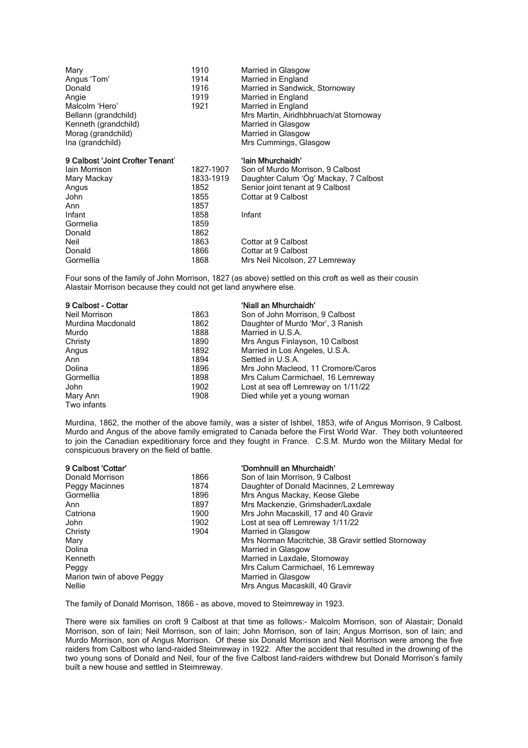| | | |
|---|---|---|
| Mary | 1910 | Married in Glasgow |
| Angus 'Tom' | 1914 | Married in England |
| Donald | 1916 | Married in Sandwick, Stornoway |
| Angie | 1919 | Married in England |
| Malcolm 'Hero' | 1921 | Married in England |
| Bellann (grandchild) | | Mrs Martin, Airidhbhruach/at Stornoway |
| Kenneth (grandchild) | | Married in Glasgow |
| Morag (grandchild) | | Married in Glasgow |
| Ina (grandchild) | | Mrs Cummings, Glasgow |

| **9 Calbost 'Joint Crofter Tenant'** | | **'Iain Mhurchaidh'** |
|---|---|---|
| Iain Morrison | 1827-1907 | Son of Murdo Morrison, 9 Calbost |
| Mary Mackay | 1833-1919 | Daughter Calum 'Òg' Mackay, 7 Calbost |
| Angus | 1852 | Senior joint tenant at 9 Calbost |
| John | 1855 | Cottar at 9 Calbost |
| Ann | 1857 | |
| Infant | 1858 | Infant |
| Gormelia | 1859 | |
| Donald | 1862 | |
| Neil | 1863 | Cottar at 9 Calbost |
| Donald | 1866 | Cottar at 9 Calbost |
| Gormellia | 1868 | Mrs Neil Nicolson, 27 Lemreway |

Four sons of the family of John Morrison, 1827 (as above) settled on this croft as well as their cousin Alastair Morrison because they could not get land anywhere else.

| **9 Calbost - Cottar** | | **'Niall an Mhurchaidh'** |
|---|---|---|
| Neil Morrison | 1863 | Son of John Morrison, 9 Calbost |
| Murdina Macdonald | 1862 | Daughter of Murdo 'Mor', 3 Ranish |
| Murdo | 1888 | Married in U.S.A. |
| Christy | 1890 | Mrs Angus Finlayson, 10 Calbost |
| Angus | 1892 | Married in Los Angeles, U.S.A. |
| Ann | 1894 | Settled in U.S.A. |
| Dolina | 1896 | Mrs John Macleod, 11 Cromore/Caros |
| Gormellia | 1898 | Mrs Calum Carmichael, 16 Lemreway |
| John | 1902 | Lost at sea off Lemreway on 1/11/22 |
| Mary Ann | 1908 | Died while yet a young woman |
| Two infants | | |

Murdina, 1862, the mother of the above family, was a sister of Ishbel, 1853, wife of Angus Morrison, 9 Calbost. Murdo and Angus of the above family emigrated to Canada before the First World War. They both volunteered to join the Canadian expeditionary force and they fought in France. C.S.M. Murdo won the Military Medal for conspicuous bravery on the field of battle.

| **9 Calbost 'Cottar'** | | **'Domhnuill an Mhurchaidh'** |
|---|---|---|
| Donald Morrison | 1866 | Son of Iain Morrison, 9 Calbost |
| Peggy Macinnes | 1874 | Daughter of Donald Macinnes, 2 Lemreway |
| Gormellia | 1896 | Mrs Angus Mackay, Keose Glebe |
| Ann | 1897 | Mrs Mackenzie, Grimshader/Laxdale |
| Catriona | 1900 | Mrs John Macaskill, 17 and 40 Gravir |
| John | 1902 | Lost at sea off Lemreway 1/11/22 |
| Christy | 1904 | Married in Glasgow |
| Mary | | Mrs Norman Macritchie, 38 Gravir settled Stornoway |
| Dolina | | Married in Glasgow |
| Kenneth | | Married in Laxdale, Stornoway |
| Peggy | | Mrs Calum Carmichael, 16 Lemreway |
| Marion twin of above Peggy | | Married in Glasgow |
| Nellie | | Mrs Angus Macaskill, 40 Gravir |

The family of Donald Morrison, 1866 - as above, moved to Steimreway in 1923.

There were six families on croft 9 Calbost at that time as follows:- Malcolm Morrison, son of Alastair; Donald Morrison, son of Iain; Neil Morrison, son of Iain; John Morrison, son of Iain; Angus Morrison, son of Iain; and Murdo Morrison, son of Angus Morrison. Of these six Donald Morrison and Neil Morrison were among the five raiders from Calbost who land-raided Steimreway in 1922. After the accident that resulted in the drowning of the two young sons of Donald and Neil, four of the five Calbost land-raiders withdrew but Donald Morrison's family built a new house and settled in Steimreway.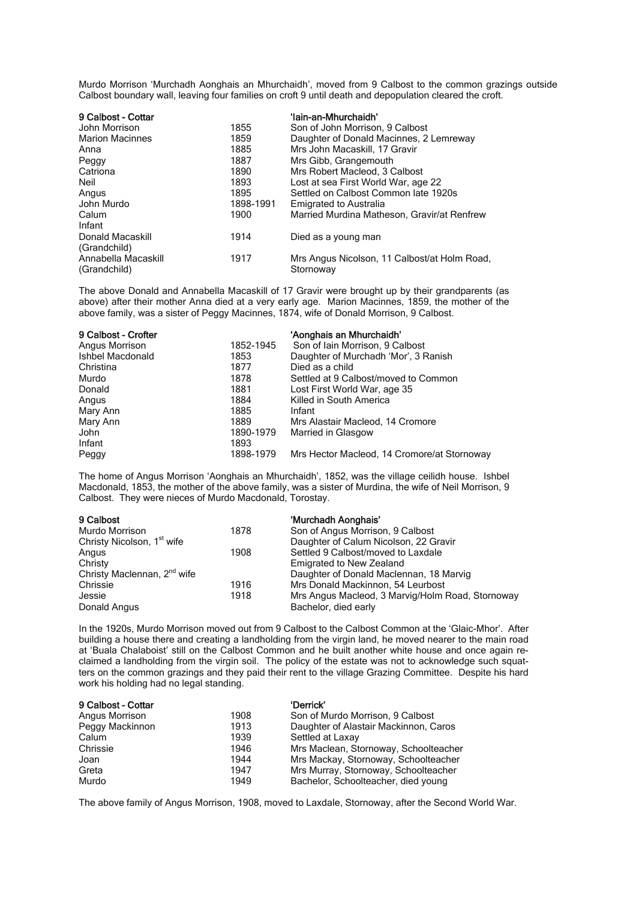Murdo Morrison 'Murchadh Aonghais an Mhurchaidh', moved from 9 Calbost to the common grazings outside Calbost boundary wall, leaving four families on croft 9 until death and depopulation cleared the croft.

| 9 Calbost - Cottar | | 'Iain-an-Mhurchaidh' |
|---|---|---|
| John Morrison | 1855 | Son of John Morrison, 9 Calbost |
| Marion Macinnes | 1859 | Daughter of Donald Macinnes, 2 Lemreway |
| Anna | 1885 | Mrs John Macaskill, 17 Gravir |
| Peggy | 1887 | Mrs Gibb, Grangemouth |
| Catriona | 1890 | Mrs Robert Macleod, 3 Calbost |
| Neil | 1893 | Lost at sea First World War, age 22 |
| Angus | 1895 | Settled on Calbost Common late 1920s |
| John Murdo | 1898-1991 | Emigrated to Australia |
| Calum | 1900 | Married Murdina Matheson, Gravir/at Renfrew |
| Infant | | |
| Donald Macaskill (Grandchild) | 1914 | Died as a young man |
| Annabella Macaskill (Grandchild) | 1917 | Mrs Angus Nicolson, 11 Calbost/at Holm Road, Stornoway |

The above Donald and Annabella Macaskill of 17 Gravir were brought up by their grandparents (as above) after their mother Anna died at a very early age. Marion Macinnes, 1859, the mother of the above family, was a sister of Peggy Macinnes, 1874, wife of Donald Morrison, 9 Calbost.

| 9 Calbost - Crofter | | 'Aonghais an Mhurchaidh' |
|---|---|---|
| Angus Morrison | 1852-1945 | Son of Iain Morrison, 9 Calbost |
| Ishbel Macdonald | 1853 | Daughter of Murchadh 'Mor', 3 Ranish |
| Christina | 1877 | Died as a child |
| Murdo | 1878 | Settled at 9 Calbost/moved to Common |
| Donald | 1881 | Lost First World War, age 35 |
| Angus | 1884 | Killed in South America |
| Mary Ann | 1885 | Infant |
| Mary Ann | 1889 | Mrs Alastair Macleod, 14 Cromore |
| John | 1890-1979 | Married in Glasgow |
| Infant | 1893 | |
| Peggy | 1898-1979 | Mrs Hector Macleod, 14 Cromore/at Stornoway |

The home of Angus Morrison 'Aonghais an Mhurchaidh', 1852, was the village ceilidh house. Ishbel Macdonald, 1853, the mother of the above family, was a sister of Murdina, the wife of Neil Morrison, 9 Calbost. They were nieces of Murdo Macdonald, Torostay.

| 9 Calbost | | 'Murchadh Aonghais' |
|---|---|---|
| Murdo Morrison | 1878 | Son of Angus Morrison, 9 Calbost |
| Christy Nicolson, 1st wife | | Daughter of Calum Nicolson, 22 Gravir |
| Angus | 1908 | Settled 9 Calbost/moved to Laxdale |
| Christy | | Emigrated to New Zealand |
| Christy Maclennan, 2nd wife | | Daughter of Donald Maclennan, 18 Marvig |
| Chrissie | 1916 | Mrs Donald Mackinnon, 54 Leurbost |
| Jessie | 1918 | Mrs Angus Macleod, 3 Marvig/Holm Road, Stornoway |
| Donald Angus | | Bachelor, died early |

In the 1920s, Murdo Morrison moved out from 9 Calbost to the Calbost Common at the 'Glaic-Mhor'. After building a house there and creating a landholding from the virgin land, he moved nearer to the main road at 'Buala Chalaboist' still on the Calbost Common and he built another white house and once again reclaimed a landholding from the virgin soil. The policy of the estate was not to acknowledge such squatters on the common grazings and they paid their rent to the village Grazing Committee. Despite his hard work his holding had no legal standing.

| 9 Calbost – Cottar | | 'Derrick' |
|---|---|---|
| Angus Morrison | 1908 | Son of Murdo Morrison, 9 Calbost |
| Peggy Mackinnon | 1913 | Daughter of Alastair Mackinnon, Caros |
| Calum | 1939 | Settled at Laxay |
| Chrissie | 1946 | Mrs Maclean, Stornoway, Schoolteacher |
| Joan | 1944 | Mrs Mackay, Stornoway, Schoolteacher |
| Greta | 1947 | Mrs Murray, Stornoway, Schoolteacher |
| Murdo | 1949 | Bachelor, Schoolteacher, died young |

The above family of Angus Morrison, 1908, moved to Laxdale, Stornoway, after the Second World War.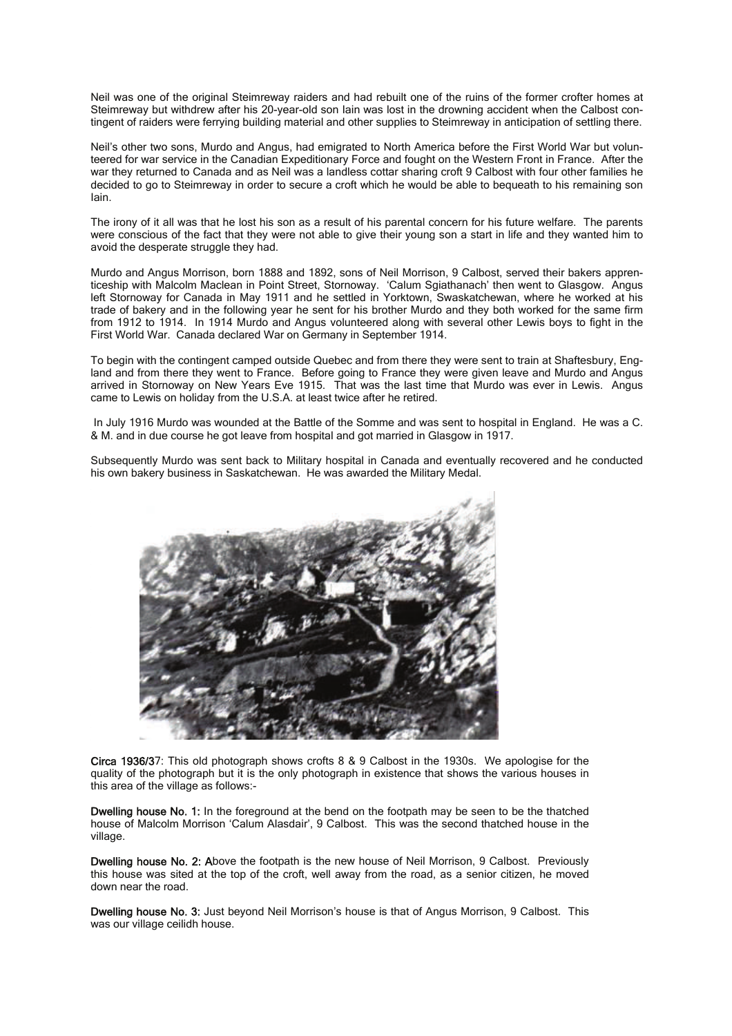Neil was one of the original Steimreway raiders and had rebuilt one of the ruins of the former crofter homes at Steimreway but withdrew after his 20-year-old son Iain was lost in the drowning accident when the Calbost contingent of raiders were ferrying building material and other supplies to Steimreway in anticipation of settling there.

Neil's other two sons, Murdo and Angus, had emigrated to North America before the First World War but volunteered for war service in the Canadian Expeditionary Force and fought on the Western Front in France. After the war they returned to Canada and as Neil was a landless cottar sharing croft 9 Calbost with four other families he decided to go to Steimreway in order to secure a croft which he would be able to bequeath to his remaining son Iain.

The irony of it all was that he lost his son as a result of his parental concern for his future welfare. The parents were conscious of the fact that they were not able to give their young son a start in life and they wanted him to avoid the desperate struggle they had.

Murdo and Angus Morrison, born 1888 and 1892, sons of Neil Morrison, 9 Calbost, served their bakers apprenticeship with Malcolm Maclean in Point Street, Stornoway. 'Calum Sgiathanach' then went to Glasgow. Angus left Stornoway for Canada in May 1911 and he settled in Yorktown, Swaskatchewan, where he worked at his trade of bakery and in the following year he sent for his brother Murdo and they both worked for the same firm from 1912 to 1914. In 1914 Murdo and Angus volunteered along with several other Lewis boys to fight in the First World War. Canada declared War on Germany in September 1914.

To begin with the contingent camped outside Quebec and from there they were sent to train at Shaftesbury, England and from there they went to France. Before going to France they were given leave and Murdo and Angus arrived in Stornoway on New Years Eve 1915. That was the last time that Murdo was ever in Lewis. Angus came to Lewis on holiday from the U.S.A. at least twice after he retired.

In July 1916 Murdo was wounded at the Battle of the Somme and was sent to hospital in England. He was a C. & M. and in due course he got leave from hospital and got married in Glasgow in 1917.

Subsequently Murdo was sent back to Military hospital in Canada and eventually recovered and he conducted his own bakery business in Saskatchewan. He was awarded the Military Medal.

**Circa 1936/37**: This old photograph shows crofts 8 & 9 Calbost in the 1930s. We apologise for the quality of the photograph but it is the only photograph in existence that shows the various houses in this area of the village as follows:-

**Dwelling house No. 1:** In the foreground at the bend on the footpath may be seen to be the thatched house of Malcolm Morrison 'Calum Alasdair', 9 Calbost. This was the second thatched house in the village.

**Dwelling house No. 2:** Above the footpath is the new house of Neil Morrison, 9 Calbost. Previously this house was sited at the top of the croft, well away from the road, as a senior citizen, he moved down near the road.

**Dwelling house No. 3:** Just beyond Neil Morrison's house is that of Angus Morrison, 9 Calbost. This was our village ceilidh house.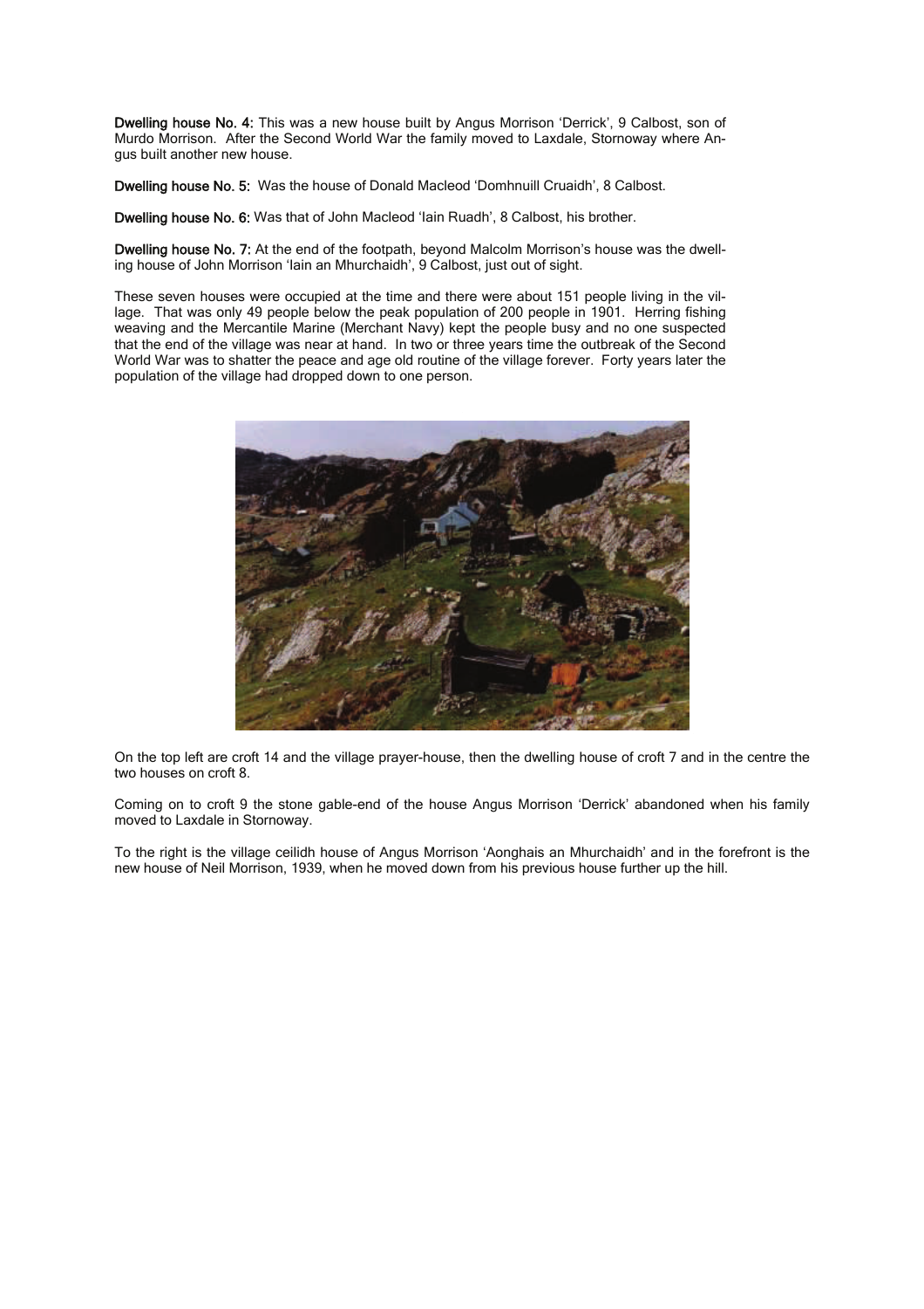**Dwelling house No. 4:** This was a new house built by Angus Morrison 'Derrick', 9 Calbost, son of Murdo Morrison. After the Second World War the family moved to Laxdale, Stornoway where Angus built another new house.

**Dwelling house No. 5:** Was the house of Donald Macleod 'Domhnuill Cruaidh', 8 Calbost.

**Dwelling house No. 6:** Was that of John Macleod 'Iain Ruadh', 8 Calbost, his brother.

**Dwelling house No. 7:** At the end of the footpath, beyond Malcolm Morrison's house was the dwelling house of John Morrison 'Iain an Mhurchaidh', 9 Calbost, just out of sight.

These seven houses were occupied at the time and there were about 151 people living in the village. That was only 49 people below the peak population of 200 people in 1901. Herring fishing weaving and the Mercantile Marine (Merchant Navy) kept the people busy and no one suspected that the end of the village was near at hand. In two or three years time the outbreak of the Second World War was to shatter the peace and age old routine of the village forever. Forty years later the population of the village had dropped down to one person.

On the top left are croft 14 and the village prayer-house, then the dwelling house of croft 7 and in the centre the two houses on croft 8.

Coming on to croft 9 the stone gable-end of the house Angus Morrison 'Derrick' abandoned when his family moved to Laxdale in Stornoway.

To the right is the village ceilidh house of Angus Morrison 'Aonghais an Mhurchaidh' and in the forefront is the new house of Neil Morrison, 1939, when he moved down from his previous house further up the hill.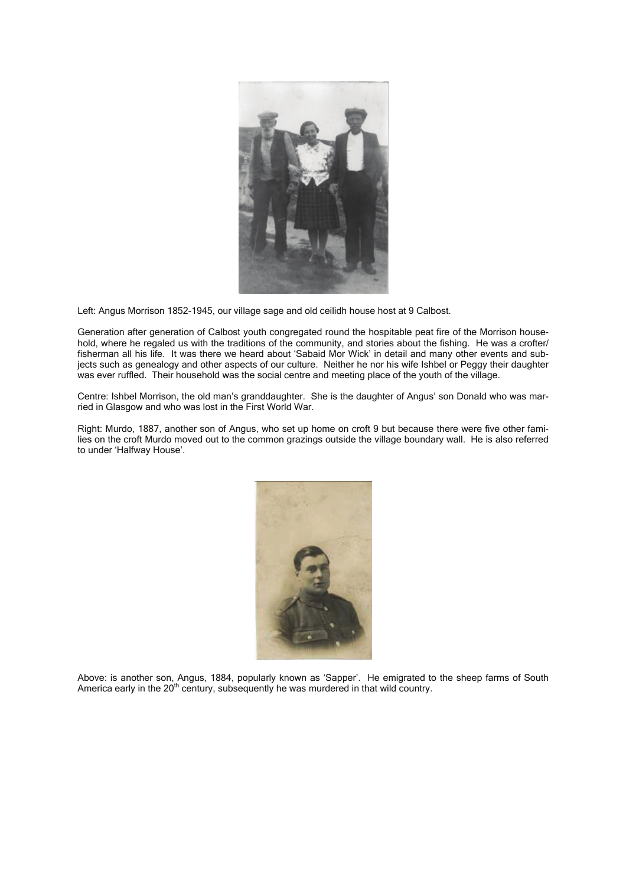Left: Angus Morrison 1852-1945, our village sage and old ceilidh house host at 9 Calbost.

Generation after generation of Calbost youth congregated round the hospitable peat fire of the Morrison household, where he regaled us with the traditions of the community, and stories about the fishing. He was a crofter/fisherman all his life. It was there we heard about 'Sabaid Mor Wick' in detail and many other events and subjects such as genealogy and other aspects of our culture. Neither he nor his wife Ishbel or Peggy their daughter was ever ruffled. Their household was the social centre and meeting place of the youth of the village.

Centre: Ishbel Morrison, the old man's granddaughter. She is the daughter of Angus' son Donald who was married in Glasgow and who was lost in the First World War.

Right: Murdo, 1887, another son of Angus, who set up home on croft 9 but because there were five other families on the croft Murdo moved out to the common grazings outside the village boundary wall. He is also referred to under 'Halfway House'.

Above: is another son, Angus, 1884, popularly known as 'Sapper'. He emigrated to the sheep farms of South America early in the 20th century, subsequently he was murdered in that wild country.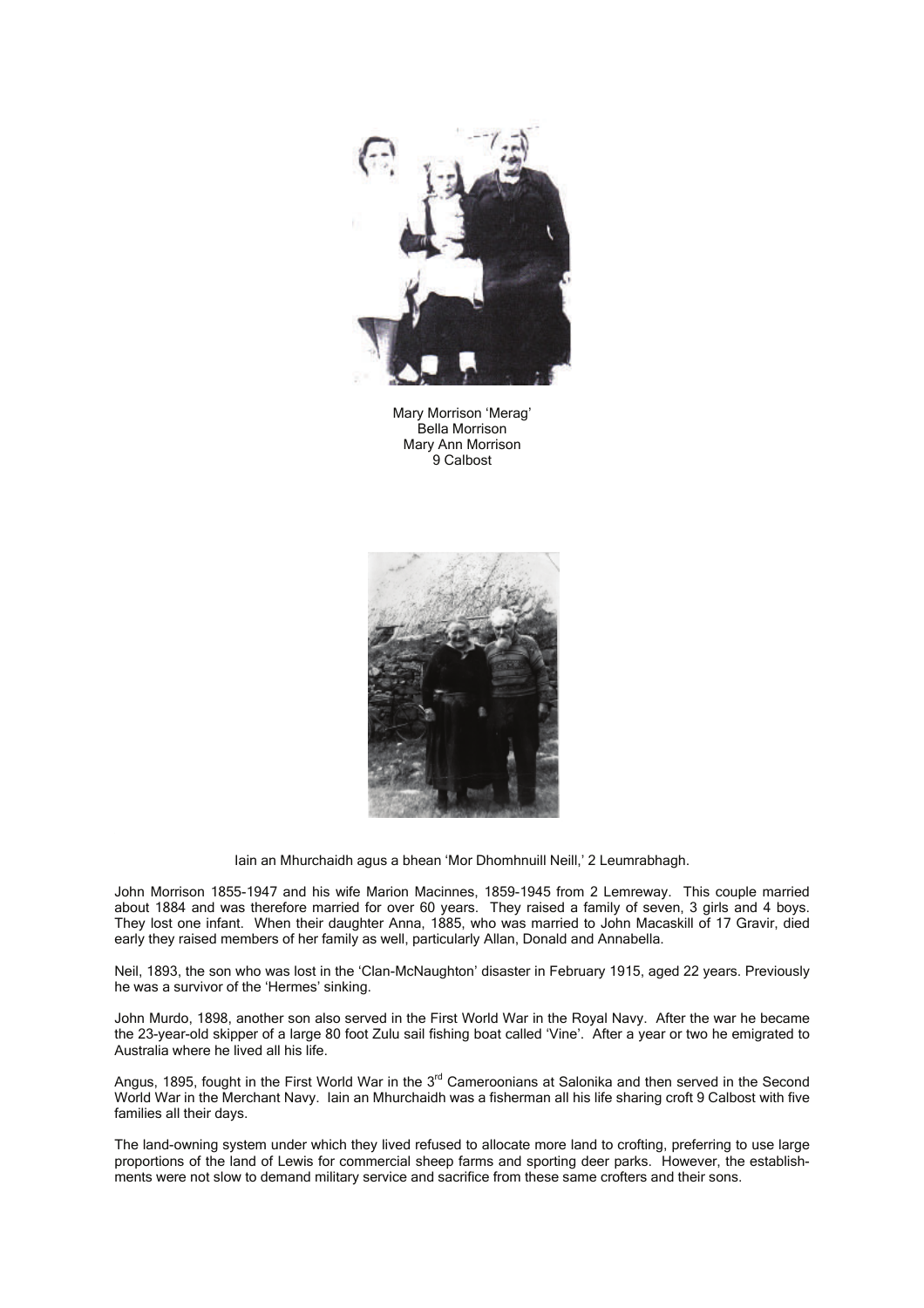Mary Morrison 'Merag'
Bella Morrison
Mary Ann Morrison
9 Calbost

Iain an Mhurchaidh agus a bhean 'Mor Dhomhnuill Neill,' 2 Leumrabhagh.

John Morrison 1855-1947 and his wife Marion Macinnes, 1859-1945 from 2 Lemreway. This couple married about 1884 and was therefore married for over 60 years. They raised a family of seven, 3 girls and 4 boys. They lost one infant. When their daughter Anna, 1885, who was married to John Macaskill of 17 Gravir, died early they raised members of her family as well, particularly Allan, Donald and Annabella.

Neil, 1893, the son who was lost in the 'Clan-McNaughton' disaster in February 1915, aged 22 years. Previously he was a survivor of the 'Hermes' sinking.

John Murdo, 1898, another son also served in the First World War in the Royal Navy. After the war he became the 23-year-old skipper of a large 80 foot Zulu sail fishing boat called 'Vine'. After a year or two he emigrated to Australia where he lived all his life.

Angus, 1895, fought in the First World War in the 3rd Cameroonians at Salonika and then served in the Second World War in the Merchant Navy. Iain an Mhurchaidh was a fisherman all his life sharing croft 9 Calbost with five families all their days.

The land-owning system under which they lived refused to allocate more land to crofting, preferring to use large proportions of the land of Lewis for commercial sheep farms and sporting deer parks. However, the establishments were not slow to demand military service and sacrifice from these same crofters and their sons.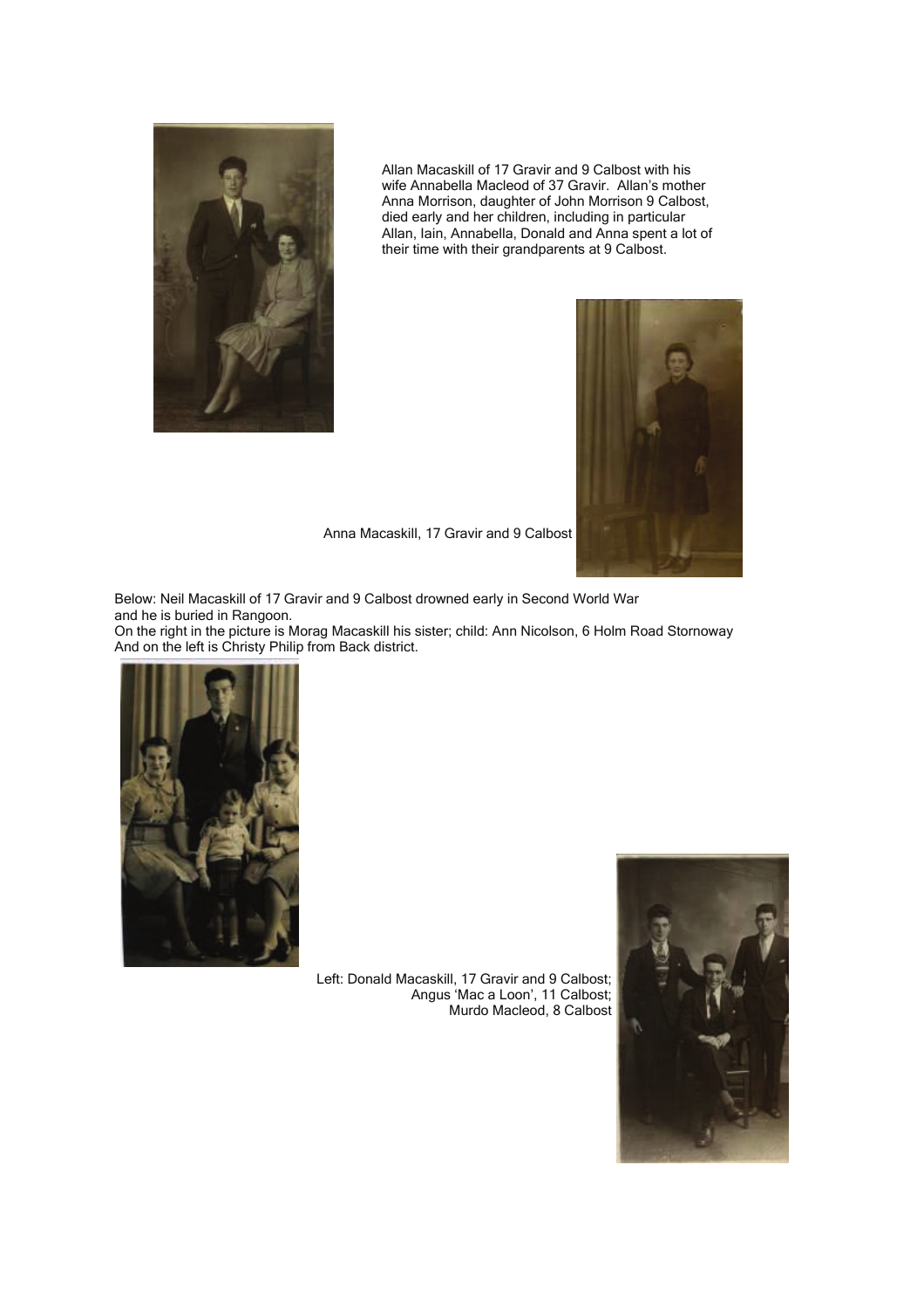Allan Macaskill of 17 Gravir and 9 Calbost with his wife Annabella Macleod of 37 Gravir. Allan's mother Anna Morrison, daughter of John Morrison 9 Calbost, died early and her children, including in particular Allan, Iain, Annabella, Donald and Anna spent a lot of their time with their grandparents at 9 Calbost.

Anna Macaskill, 17 Gravir and 9 Calbost

Below: Neil Macaskill of 17 Gravir and 9 Calbost drowned early in Second World War and he is buried in Rangoon.
On the right in the picture is Morag Macaskill his sister; child: Ann Nicolson, 6 Holm Road Stornoway
And on the left is Christy Philip from Back district.

Left: Donald Macaskill, 17 Gravir and 9 Calbost;
Angus 'Mac a Loon', 11 Calbost;
Murdo Macleod, 8 Calbost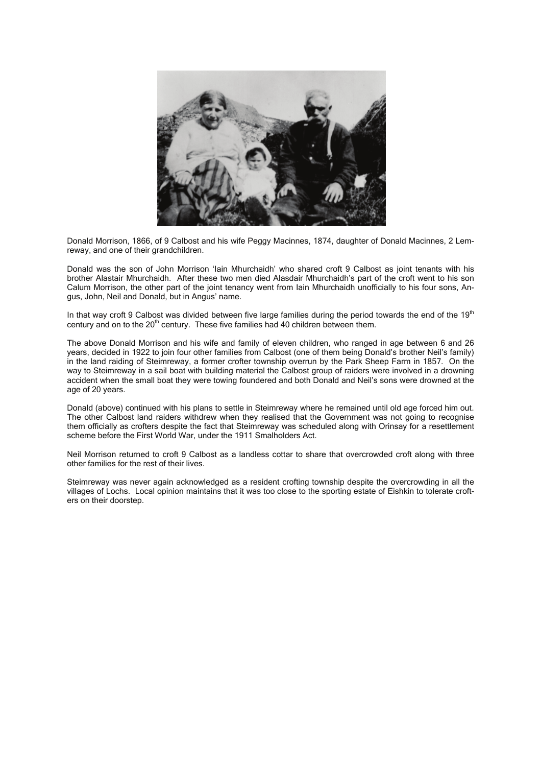Donald Morrison, 1866, of 9 Calbost and his wife Peggy Macinnes, 1874, daughter of Donald Macinnes, 2 Lemreway, and one of their grandchildren.

Donald was the son of John Morrison 'Iain Mhurchaidh' who shared croft 9 Calbost as joint tenants with his brother Alastair Mhurchaidh. After these two men died Alasdair Mhurchaidh's part of the croft went to his son Calum Morrison, the other part of the joint tenancy went from Iain Mhurchaidh unofficially to his four sons, Angus, John, Neil and Donald, but in Angus' name.

In that way croft 9 Calbost was divided between five large families during the period towards the end of the 19th century and on to the 20th century. These five families had 40 children between them.

The above Donald Morrison and his wife and family of eleven children, who ranged in age between 6 and 26 years, decided in 1922 to join four other families from Calbost (one of them being Donald's brother Neil's family) in the land raiding of Steimreway, a former crofter township overrun by the Park Sheep Farm in 1857. On the way to Steimreway in a sail boat with building material the Calbost group of raiders were involved in a drowning accident when the small boat they were towing foundered and both Donald and Neil's sons were drowned at the age of 20 years.

Donald (above) continued with his plans to settle in Steimreway where he remained until old age forced him out. The other Calbost land raiders withdrew when they realised that the Government was not going to recognise them officially as crofters despite the fact that Steimreway was scheduled along with Orinsay for a resettlement scheme before the First World War, under the 1911 Smalholders Act.

Neil Morrison returned to croft 9 Calbost as a landless cottar to share that overcrowded croft along with three other families for the rest of their lives.

Steimreway was never again acknowledged as a resident crofting township despite the overcrowding in all the villages of Lochs. Local opinion maintains that it was too close to the sporting estate of Eishkin to tolerate crofters on their doorstep.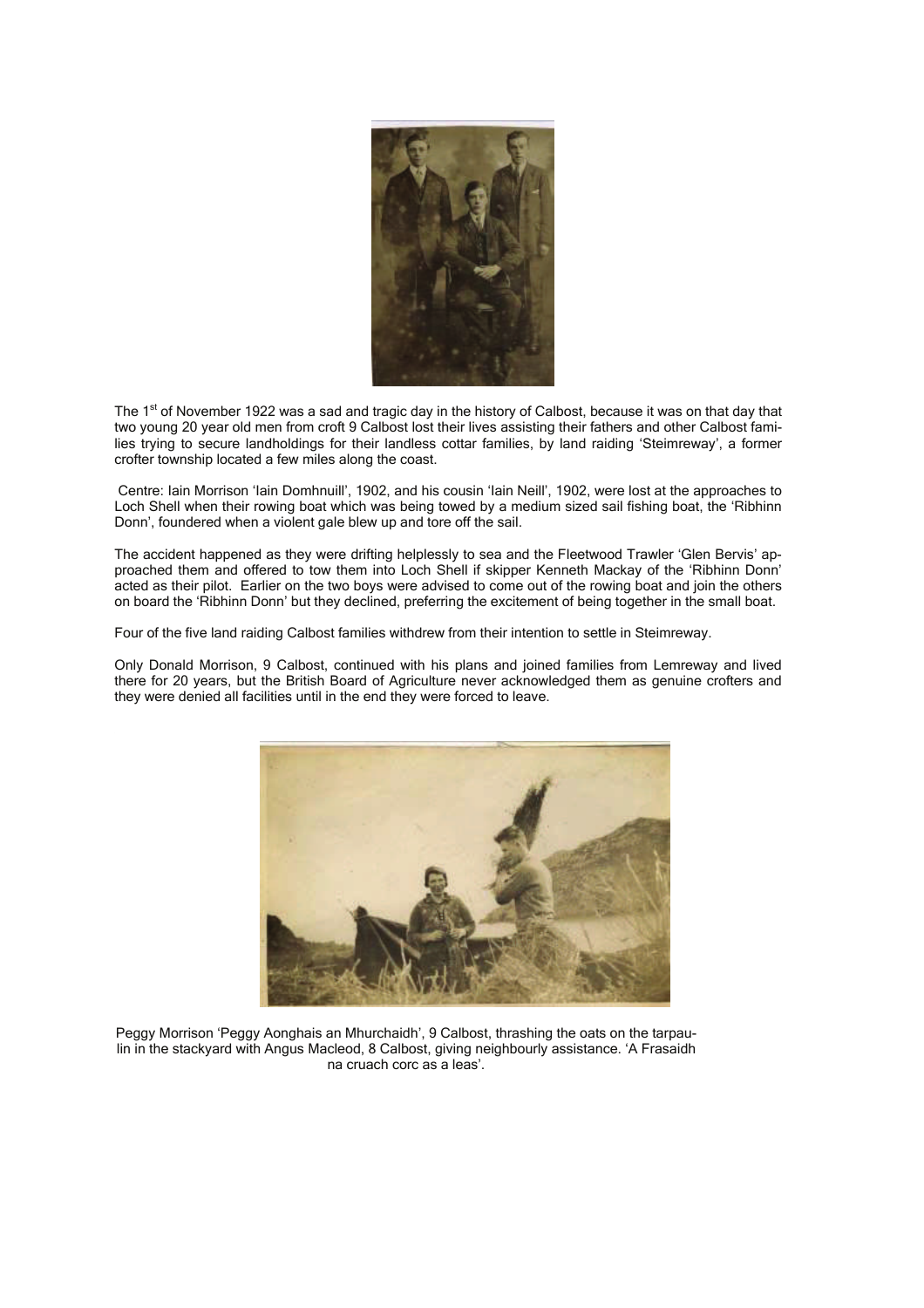The 1st of November 1922 was a sad and tragic day in the history of Calbost, because it was on that day that two young 20 year old men from croft 9 Calbost lost their lives assisting their fathers and other Calbost families trying to secure landholdings for their landless cottar families, by land raiding 'Steimreway', a former crofter township located a few miles along the coast.

Centre: Iain Morrison 'Iain Domhnuill', 1902, and his cousin 'Iain Neill', 1902, were lost at the approaches to Loch Shell when their rowing boat which was being towed by a medium sized sail fishing boat, the 'Ribhinn Donn', foundered when a violent gale blew up and tore off the sail.

The accident happened as they were drifting helplessly to sea and the Fleetwood Trawler 'Glen Bervis' approached them and offered to tow them into Loch Shell if skipper Kenneth Mackay of the 'Ribhinn Donn' acted as their pilot. Earlier on the two boys were advised to come out of the rowing boat and join the others on board the 'Ribhinn Donn' but they declined, preferring the excitement of being together in the small boat.

Four of the five land raiding Calbost families withdrew from their intention to settle in Steimreway.

Only Donald Morrison, 9 Calbost, continued with his plans and joined families from Lemreway and lived there for 20 years, but the British Board of Agriculture never acknowledged them as genuine crofters and they were denied all facilities until in the end they were forced to leave.

Peggy Morrison 'Peggy Aonghais an Mhurchaidh', 9 Calbost, thrashing the oats on the tarpaulin in the stackyard with Angus Macleod, 8 Calbost, giving neighbourly assistance. 'A Frasaidh na cruach corc as a leas'.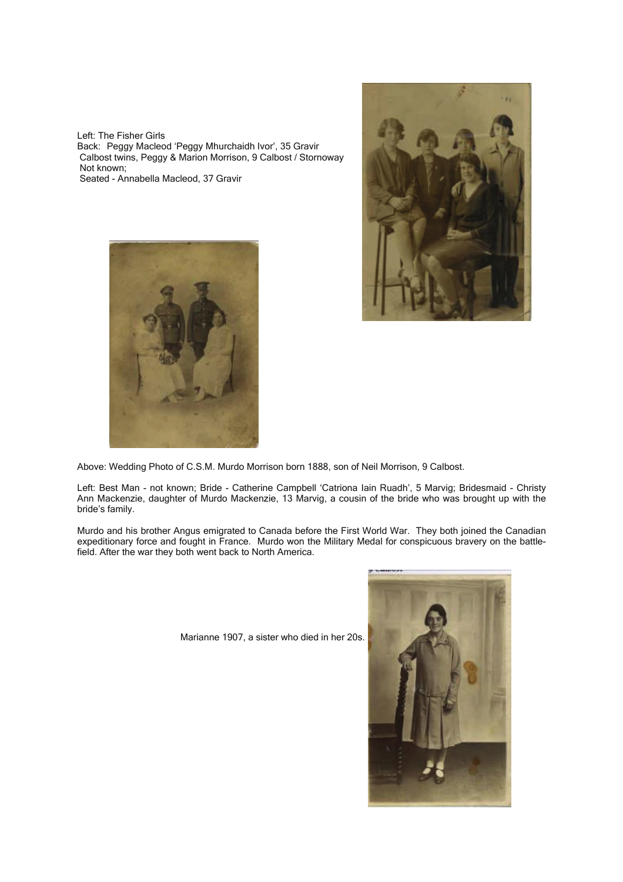Left: The Fisher Girls
Back: Peggy Macleod 'Peggy Mhurchaidh Ivor', 35 Gravir
Calbost twins, Peggy & Marion Morrison, 9 Calbost / Stornoway
Not known;
Seated - Annabella Macleod, 37 Gravir

Above: Wedding Photo of C.S.M. Murdo Morrison born 1888, son of Neil Morrison, 9 Calbost.

Left: Best Man - not known; Bride - Catherine Campbell 'Catriona Iain Ruadh', 5 Marvig; Bridesmaid - Christy Ann Mackenzie, daughter of Murdo Mackenzie, 13 Marvig, a cousin of the bride who was brought up with the bride's family.

Murdo and his brother Angus emigrated to Canada before the First World War. They both joined the Canadian expeditionary force and fought in France. Murdo won the Military Medal for conspicuous bravery on the battle-field. After the war they both went back to North America.

Marianne 1907, a sister who died in her 20s.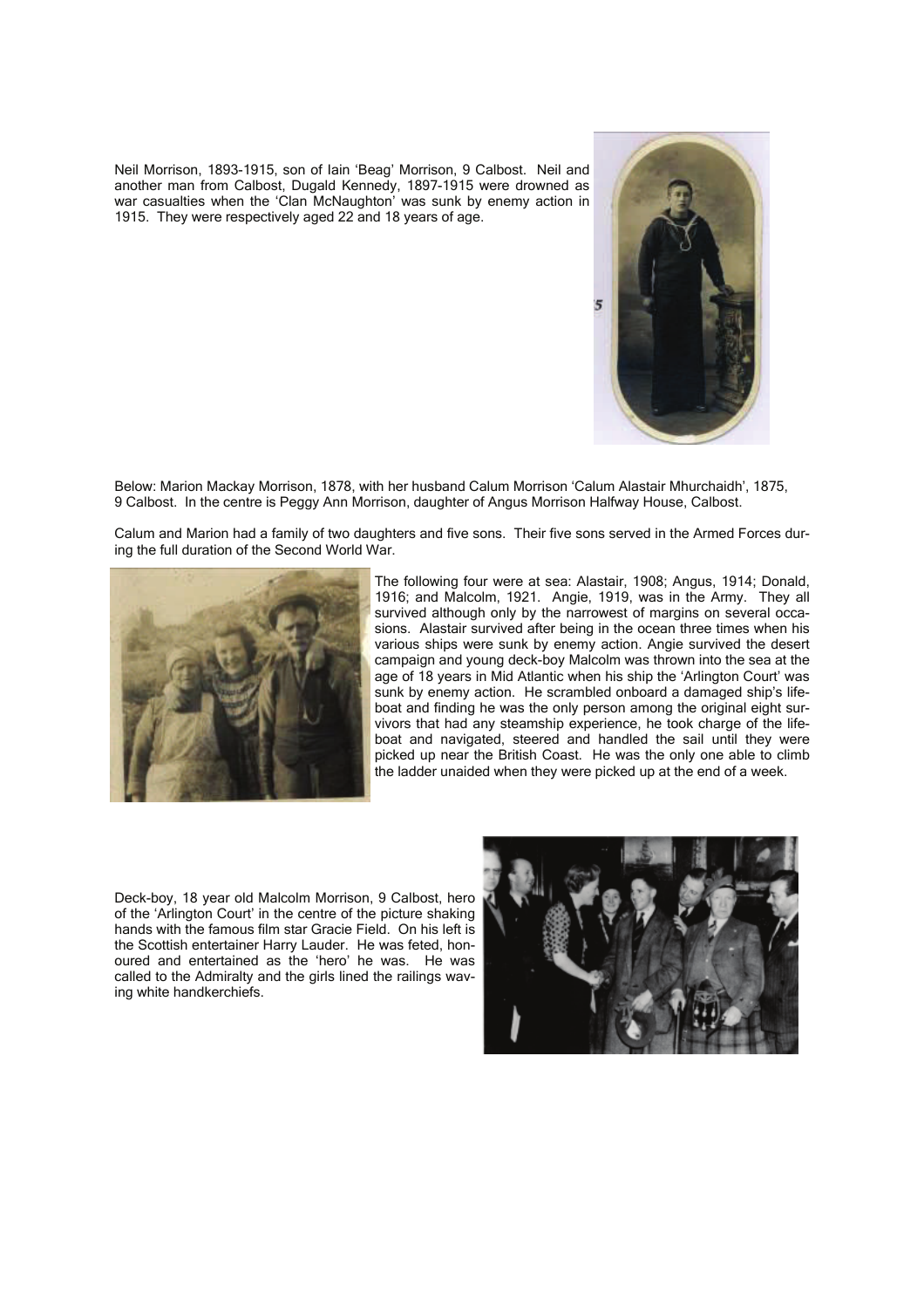Neil Morrison, 1893-1915, son of Iain 'Beag' Morrison, 9 Calbost. Neil and another man from Calbost, Dugald Kennedy, 1897-1915 were drowned as war casualties when the 'Clan McNaughton' was sunk by enemy action in 1915. They were respectively aged 22 and 18 years of age.

Below: Marion Mackay Morrison, 1878, with her husband Calum Morrison 'Calum Alastair Mhurchaidh', 1875, 9 Calbost. In the centre is Peggy Ann Morrison, daughter of Angus Morrison Halfway House, Calbost.

Calum and Marion had a family of two daughters and five sons. Their five sons served in the Armed Forces during the full duration of the Second World War.

The following four were at sea: Alastair, 1908; Angus, 1914; Donald, 1916; and Malcolm, 1921. Angie, 1919, was in the Army. They all survived although only by the narrowest of margins on several occasions. Alastair survived after being in the ocean three times when his various ships were sunk by enemy action. Angie survived the desert campaign and young deck-boy Malcolm was thrown into the sea at the age of 18 years in Mid Atlantic when his ship the 'Arlington Court' was sunk by enemy action. He scrambled onboard a damaged ship's lifeboat and finding he was the only person among the original eight survivors that had any steamship experience, he took charge of the lifeboat and navigated, steered and handled the sail until they were picked up near the British Coast. He was the only one able to climb the ladder unaided when they were picked up at the end of a week.

Deck-boy, 18 year old Malcolm Morrison, 9 Calbost, hero of the 'Arlington Court' in the centre of the picture shaking hands with the famous film star Gracie Field. On his left is the Scottish entertainer Harry Lauder. He was feted, honoured and entertained as the 'hero' he was. He was called to the Admiralty and the girls lined the railings waving white handkerchiefs.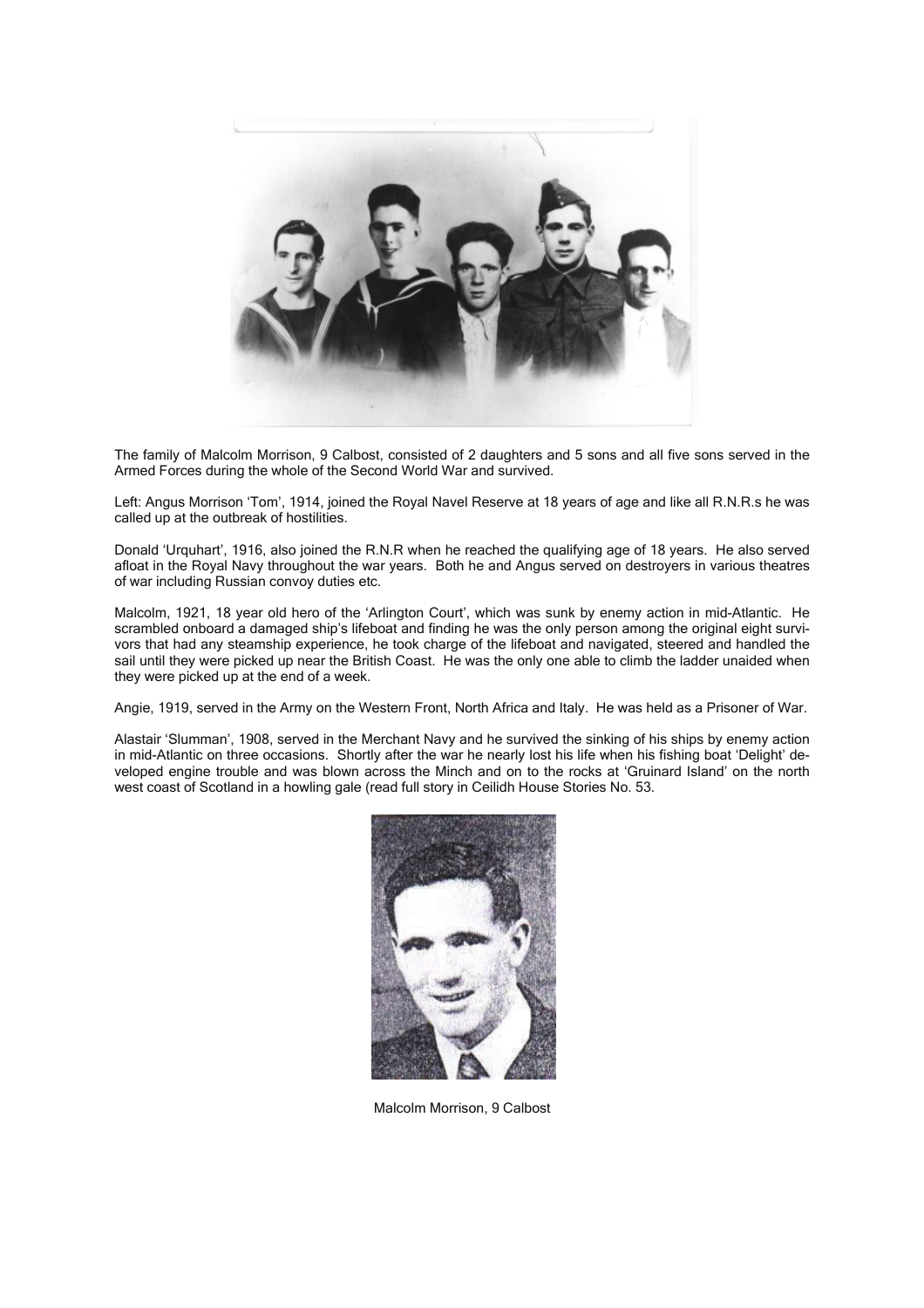The family of Malcolm Morrison, 9 Calbost, consisted of 2 daughters and 5 sons and all five sons served in the Armed Forces during the whole of the Second World War and survived.

Left: Angus Morrison 'Tom', 1914, joined the Royal Navel Reserve at 18 years of age and like all R.N.R.s he was called up at the outbreak of hostilities.

Donald 'Urquhart', 1916, also joined the R.N.R when he reached the qualifying age of 18 years. He also served afloat in the Royal Navy throughout the war years. Both he and Angus served on destroyers in various theatres of war including Russian convoy duties etc.

Malcolm, 1921, 18 year old hero of the 'Arlington Court', which was sunk by enemy action in mid-Atlantic. He scrambled onboard a damaged ship's lifeboat and finding he was the only person among the original eight survivors that had any steamship experience, he took charge of the lifeboat and navigated, steered and handled the sail until they were picked up near the British Coast. He was the only one able to climb the ladder unaided when they were picked up at the end of a week.

Angie, 1919, served in the Army on the Western Front, North Africa and Italy. He was held as a Prisoner of War.

Alastair 'Slumman', 1908, served in the Merchant Navy and he survived the sinking of his ships by enemy action in mid-Atlantic on three occasions. Shortly after the war he nearly lost his life when his fishing boat 'Delight' developed engine trouble and was blown across the Minch and on to the rocks at 'Gruinard Island' on the north west coast of Scotland in a howling gale (read full story in Ceilidh House Stories No. 53.

Malcolm Morrison, 9 Calbost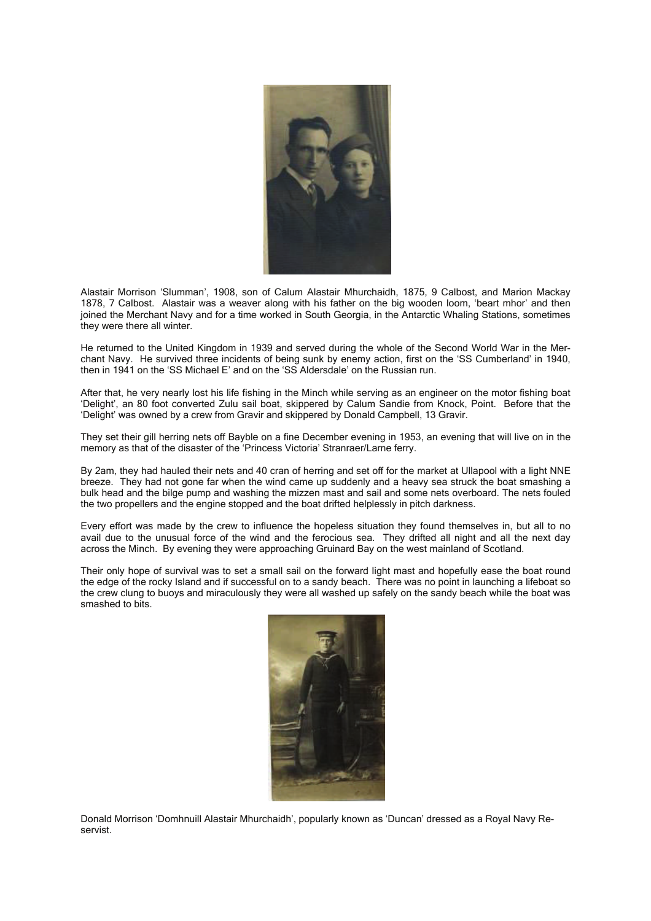Alastair Morrison 'Slumman', 1908, son of Calum Alastair Mhurchaidh, 1875, 9 Calbost, and Marion Mackay 1878, 7 Calbost. Alastair was a weaver along with his father on the big wooden loom, 'beart mhor' and then joined the Merchant Navy and for a time worked in South Georgia, in the Antarctic Whaling Stations, sometimes they were there all winter.

He returned to the United Kingdom in 1939 and served during the whole of the Second World War in the Merchant Navy. He survived three incidents of being sunk by enemy action, first on the 'SS Cumberland' in 1940, then in 1941 on the 'SS Michael E' and on the 'SS Aldersdale' on the Russian run.

After that, he very nearly lost his life fishing in the Minch while serving as an engineer on the motor fishing boat 'Delight', an 80 foot converted Zulu sail boat, skippered by Calum Sandie from Knock, Point. Before that the 'Delight' was owned by a crew from Gravir and skippered by Donald Campbell, 13 Gravir.

They set their gill herring nets off Bayble on a fine December evening in 1953, an evening that will live on in the memory as that of the disaster of the 'Princess Victoria' Stranraer/Larne ferry.

By 2am, they had hauled their nets and 40 cran of herring and set off for the market at Ullapool with a light NNE breeze. They had not gone far when the wind came up suddenly and a heavy sea struck the boat smashing a bulk head and the bilge pump and washing the mizzen mast and sail and some nets overboard. The nets fouled the two propellers and the engine stopped and the boat drifted helplessly in pitch darkness.

Every effort was made by the crew to influence the hopeless situation they found themselves in, but all to no avail due to the unusual force of the wind and the ferocious sea. They drifted all night and all the next day across the Minch. By evening they were approaching Gruinard Bay on the west mainland of Scotland.

Their only hope of survival was to set a small sail on the forward light mast and hopefully ease the boat round the edge of the rocky Island and if successful on to a sandy beach. There was no point in launching a lifeboat so the crew clung to buoys and miraculously they were all washed up safely on the sandy beach while the boat was smashed to bits.

Donald Morrison 'Domhnuill Alastair Mhurchaidh', popularly known as 'Duncan' dressed as a Royal Navy Reservist.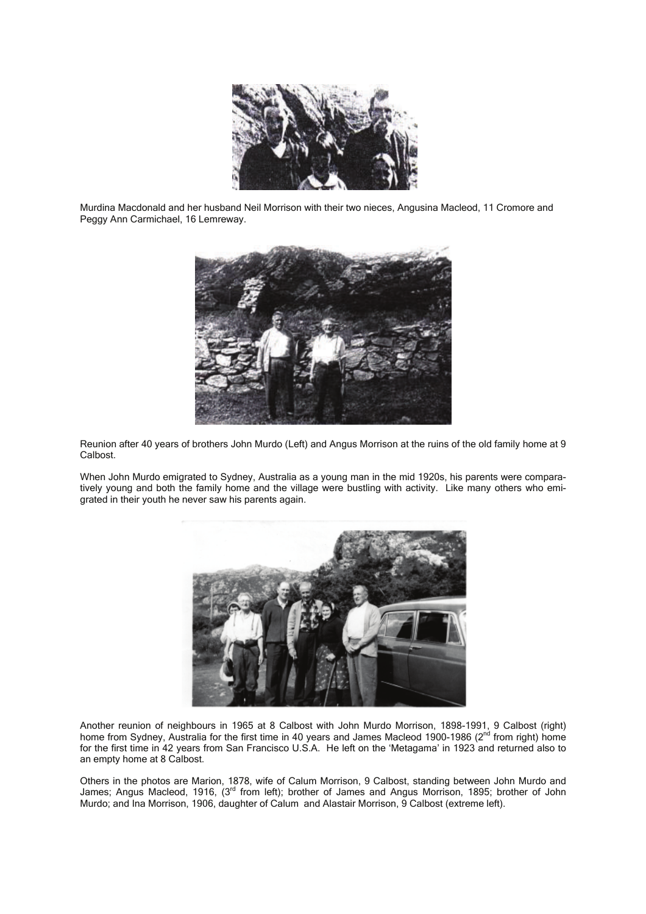Murdina Macdonald and her husband Neil Morrison with their two nieces, Angusina Macleod, 11 Cromore and Peggy Ann Carmichael, 16 Lemreway.

Reunion after 40 years of brothers John Murdo (Left) and Angus Morrison at the ruins of the old family home at 9 Calbost.

When John Murdo emigrated to Sydney, Australia as a young man in the mid 1920s, his parents were comparatively young and both the family home and the village were bustling with activity. Like many others who emigrated in their youth he never saw his parents again.

Another reunion of neighbours in 1965 at 8 Calbost with John Murdo Morrison, 1898-1991, 9 Calbost (right) home from Sydney, Australia for the first time in 40 years and James Macleod 1900-1986 (2nd from right) home for the first time in 42 years from San Francisco U.S.A. He left on the 'Metagama' in 1923 and returned also to an empty home at 8 Calbost.

Others in the photos are Marion, 1878, wife of Calum Morrison, 9 Calbost, standing between John Murdo and James; Angus Macleod, 1916, (3rd from left); brother of James and Angus Morrison, 1895; brother of John Murdo; and Ina Morrison, 1906, daughter of Calum and Alastair Morrison, 9 Calbost (extreme left).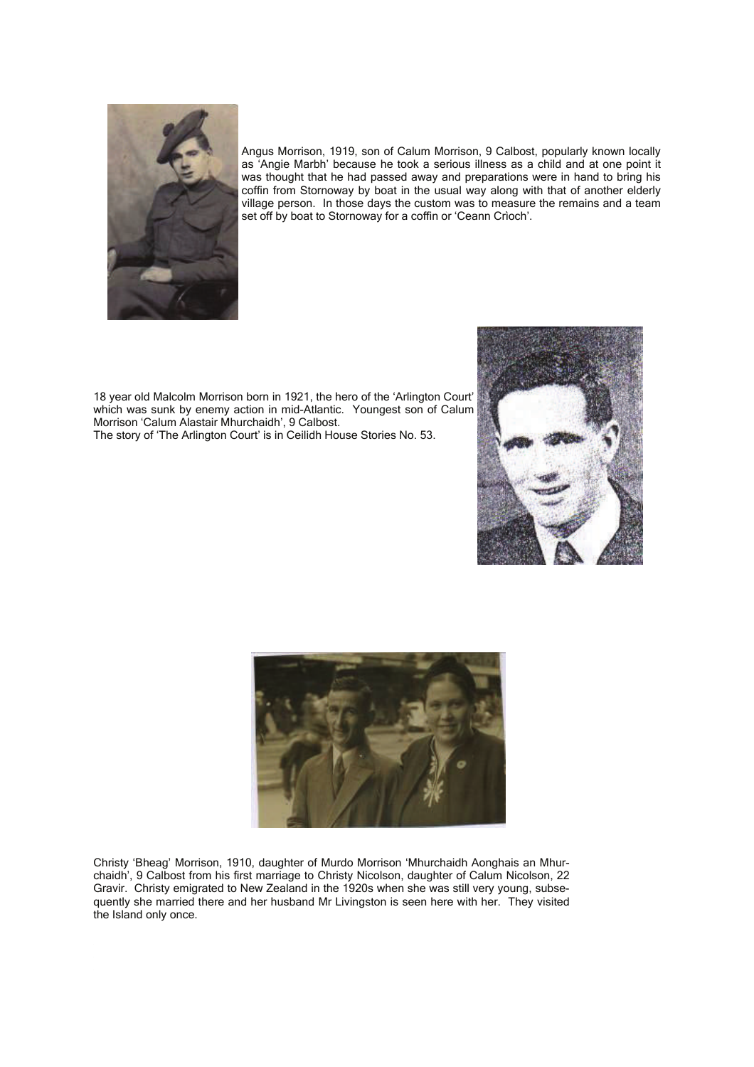Angus Morrison, 1919, son of Calum Morrison, 9 Calbost, popularly known locally as 'Angie Marbh' because he took a serious illness as a child and at one point it was thought that he had passed away and preparations were in hand to bring his coffin from Stornoway by boat in the usual way along with that of another elderly village person. In those days the custom was to measure the remains and a team set off by boat to Stornoway for a coffin or 'Ceann Crioch'.

18 year old Malcolm Morrison born in 1921, the hero of the 'Arlington Court' which was sunk by enemy action in mid-Atlantic. Youngest son of Calum Morrison 'Calum Alastair Mhurchaidh', 9 Calbost.
The story of 'The Arlington Court' is in Ceilidh House Stories No. 53.

Christy 'Bheag' Morrison, 1910, daughter of Murdo Morrison 'Mhurchaidh Aonghais an Mhurchaidh', 9 Calbost from his first marriage to Christy Nicolson, daughter of Calum Nicolson, 22 Gravir. Christy emigrated to New Zealand in the 1920s when she was still very young, subsequently she married there and her husband Mr Livingston is seen here with her. They visited the Island only once.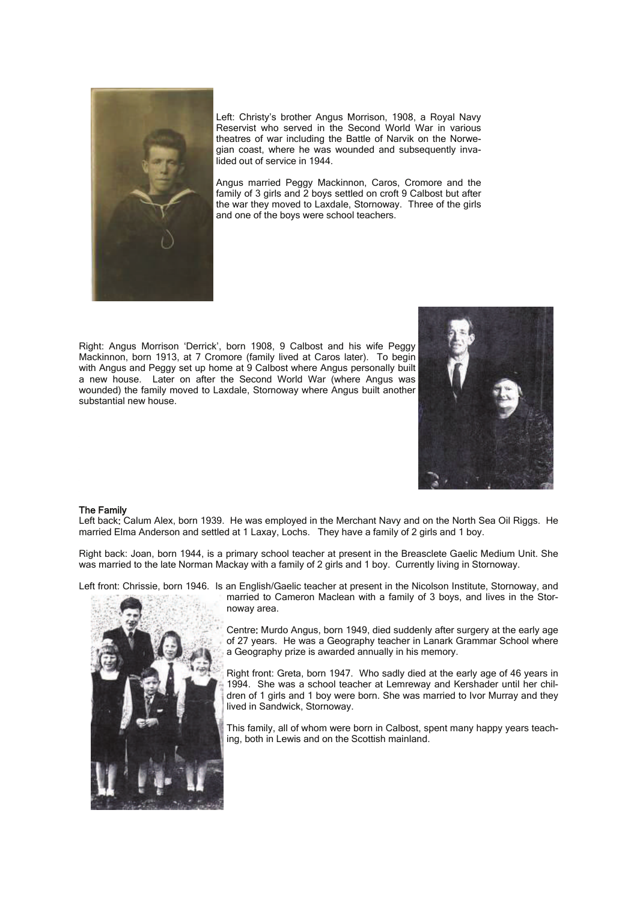Left: Christy's brother Angus Morrison, 1908, a Royal Navy Reservist who served in the Second World War in various theatres of war including the Battle of Narvik on the Norwegian coast, where he was wounded and subsequently invalided out of service in 1944.

Angus married Peggy Mackinnon, Caros, Cromore and the family of 3 girls and 2 boys settled on croft 9 Calbost but after the war they moved to Laxdale, Stornoway. Three of the girls and one of the boys were school teachers.

Right: Angus Morrison 'Derrick', born 1908, 9 Calbost and his wife Peggy Mackinnon, born 1913, at 7 Cromore (family lived at Caros later). To begin with Angus and Peggy set up home at 9 Calbost where Angus personally built a new house. Later on after the Second World War (where Angus was wounded) the family moved to Laxdale, Stornoway where Angus built another substantial new house.

**The Family**

Left back: Calum Alex, born 1939. He was employed in the Merchant Navy and on the North Sea Oil Riggs. He married Elma Anderson and settled at 1 Laxay, Lochs. They have a family of 2 girls and 1 boy.

Right back: Joan, born 1944, is a primary school teacher at present in the Breasclete Gaelic Medium Unit. She was married to the late Norman Mackay with a family of 2 girls and 1 boy. Currently living in Stornoway.

Left front: Chrissie, born 1946. Is an English/Gaelic teacher at present in the Nicolson Institute, Stornoway, and married to Cameron Maclean with a family of 3 boys, and lives in the Stornoway area.

Centre: Murdo Angus, born 1949, died suddenly after surgery at the early age of 27 years. He was a Geography teacher in Lanark Grammar School where a Geography prize is awarded annually in his memory.

Right front: Greta, born 1947. Who sadly died at the early age of 46 years in 1994. She was a school teacher at Lemreway and Kershader until her children of 1 girls and 1 boy were born. She was married to Ivor Murray and they lived in Sandwick, Stornoway.

This family, all of whom were born in Calbost, spent many happy years teaching, both in Lewis and on the Scottish mainland.